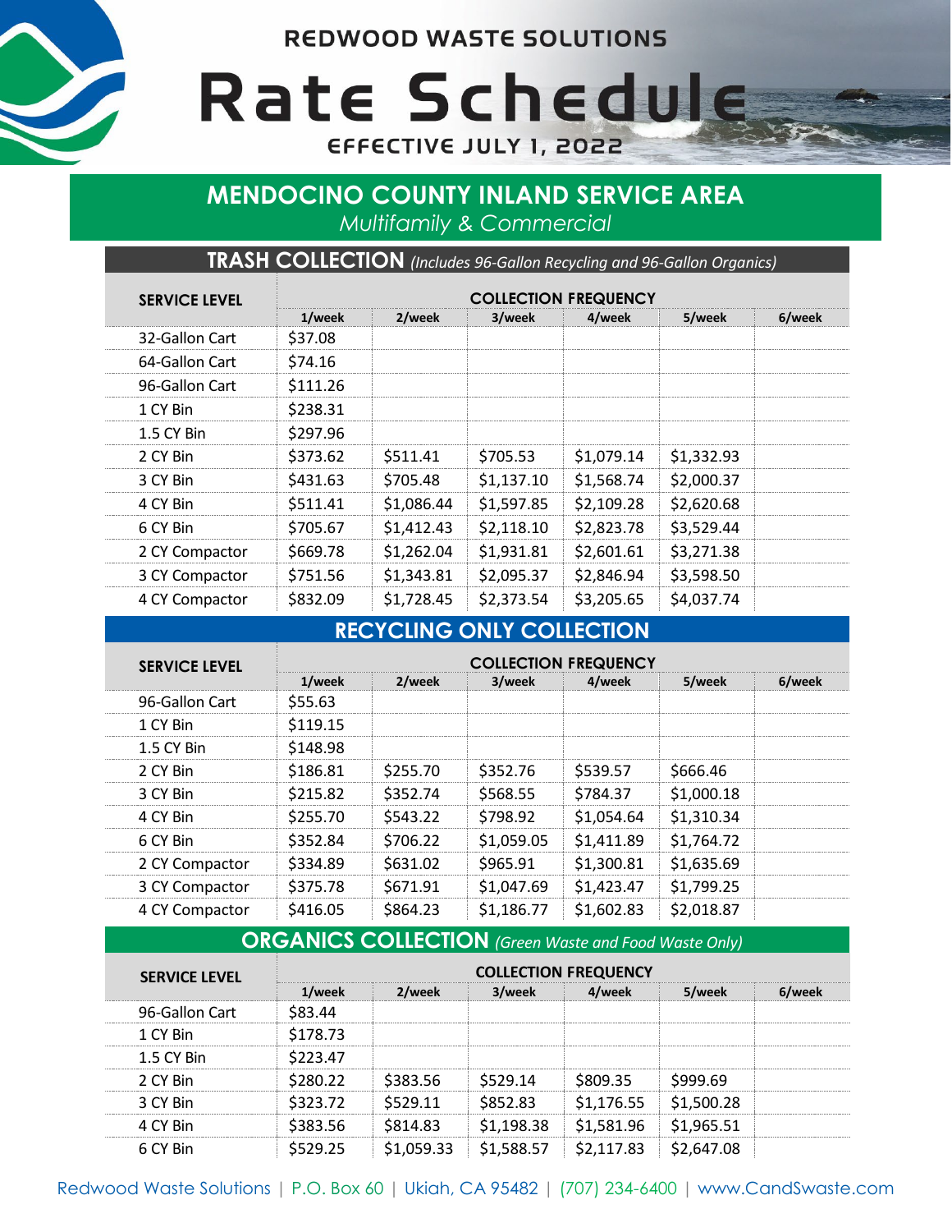REDWOOD WASTE SOLUTIONS

# Rate Schedule

EFFECTIVE JULY 1, 2022

## MENDOCINO COUNTY INLAND SERVICE AREA

*Multifamily & Commercial*

### TRASH COLLECTION *(Includes 96-Gallon Recycling and 96-Gallon Organics)*

| SERVICE LEVEL | COLLECTION FREQUENCY | | | | | |
|---|---|---|---|---|---|---|
| | 1/week | 2/week | 3/week | 4/week | 5/week | 6/week |
| 32-Gallon Cart | $37.08 | | | | | |
| 64-Gallon Cart | $74.16 | | | | | |
| 96-Gallon Cart | $111.26 | | | | | |
| 1 CY Bin | $238.31 | | | | | |
| 1.5 CY Bin | $297.96 | | | | | |
| 2 CY Bin | $373.62 | $511.41 | $705.53 | $1,079.14 | $1,332.93 | |
| 3 CY Bin | $431.63 | $705.48 | $1,137.10 | $1,568.74 | $2,000.37 | |
| 4 CY Bin | $511.41 | $1,086.44 | $1,597.85 | $2,109.28 | $2,620.68 | |
| 6 CY Bin | $705.67 | $1,412.43 | $2,118.10 | $2,823.78 | $3,529.44 | |
| 2 CY Compactor | $669.78 | $1,262.04 | $1,931.81 | $2,601.61 | $3,271.38 | |
| 3 CY Compactor | $751.56 | $1,343.81 | $2,095.37 | $2,846.94 | $3,598.50 | |
| 4 CY Compactor | $832.09 | $1,728.45 | $2,373.54 | $3,205.65 | $4,037.74 | |

### RECYCLING ONLY COLLECTION

| SERVICE LEVEL | COLLECTION FREQUENCY | | | | | |
|---|---|---|---|---|---|---|
| | 1/week | 2/week | 3/week | 4/week | 5/week | 6/week |
| 96-Gallon Cart | $55.63 | | | | | |
| 1 CY Bin | $119.15 | | | | | |
| 1.5 CY Bin | $148.98 | | | | | |
| 2 CY Bin | $186.81 | $255.70 | $352.76 | $539.57 | $666.46 | |
| 3 CY Bin | $215.82 | $352.74 | $568.55 | $784.37 | $1,000.18 | |
| 4 CY Bin | $255.70 | $543.22 | $798.92 | $1,054.64 | $1,310.34 | |
| 6 CY Bin | $352.84 | $706.22 | $1,059.05 | $1,411.89 | $1,764.72 | |
| 2 CY Compactor | $334.89 | $631.02 | $965.91 | $1,300.81 | $1,635.69 | |
| 3 CY Compactor | $375.78 | $671.91 | $1,047.69 | $1,423.47 | $1,799.25 | |
| 4 CY Compactor | $416.05 | $864.23 | $1,186.77 | $1,602.83 | $2,018.87 | |

### ORGANICS COLLECTION *(Green Waste and Food Waste Only)*

| SERVICE LEVEL | COLLECTION FREQUENCY | | | | | |
|---|---|---|---|---|---|---|
| | 1/week | 2/week | 3/week | 4/week | 5/week | 6/week |
| 96-Gallon Cart | $83.44 | | | | | |
| 1 CY Bin | $178.73 | | | | | |
| 1.5 CY Bin | $223.47 | | | | | |
| 2 CY Bin | $280.22 | $383.56 | $529.14 | $809.35 | $999.69 | |
| 3 CY Bin | $323.72 | $529.11 | $852.83 | $1,176.55 | $1,500.28 | |
| 4 CY Bin | $383.56 | $814.83 | $1,198.38 | $1,581.96 | $1,965.51 | |
| 6 CY Bin | $529.25 | $1,059.33 | $1,588.57 | $2,117.83 | $2,647.08 | |

Redwood Waste Solutions | P.O. Box 60 | Ukiah, CA 95482 | (707) 234-6400 | www.CandSwaste.com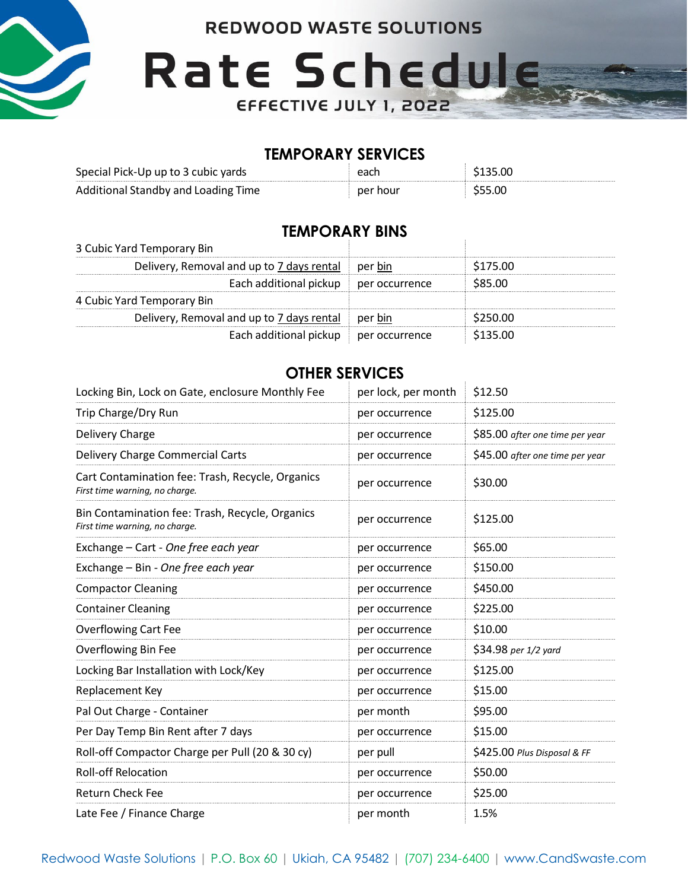# REDWOOD WASTE SOLUTIONS

# Rate Schedule

EFFECTIVE JULY 1, 2022

## TEMPORARY SERVICES

| | | |
|---|---|---|
| Special Pick-Up up to 3 cubic yards | each | $135.00 |
| Additional Standby and Loading Time | per hour | $55.00 |

## TEMPORARY BINS

| | | |
|---|---|---|
| 3 Cubic Yard Temporary Bin | | |
| Delivery, Removal and up to 7 days rental | per bin | $175.00 |
| Each additional pickup | per occurrence | $85.00 |
| 4 Cubic Yard Temporary Bin | | |
| Delivery, Removal and up to 7 days rental | per bin | $250.00 |
| Each additional pickup | per occurrence | $135.00 |

## OTHER SERVICES

| | | |
|---|---|---|
| Locking Bin, Lock on Gate, enclosure Monthly Fee | per lock, per month | $12.50 |
| Trip Charge/Dry Run | per occurrence | $125.00 |
| Delivery Charge | per occurrence | $85.00 *after one time per year* |
| Delivery Charge Commercial Carts | per occurrence | $45.00 *after one time per year* |
| Cart Contamination fee: Trash, Recycle, Organics *First time warning, no charge.* | per occurrence | $30.00 |
| Bin Contamination fee: Trash, Recycle, Organics *First time warning, no charge.* | per occurrence | $125.00 |
| Exchange – Cart - *One free each year* | per occurrence | $65.00 |
| Exchange – Bin - *One free each year* | per occurrence | $150.00 |
| Compactor Cleaning | per occurrence | $450.00 |
| Container Cleaning | per occurrence | $225.00 |
| Overflowing Cart Fee | per occurrence | $10.00 |
| Overflowing Bin Fee | per occurrence | $34.98 *per 1/2 yard* |
| Locking Bar Installation with Lock/Key | per occurrence | $125.00 |
| Replacement Key | per occurrence | $15.00 |
| Pal Out Charge - Container | per month | $95.00 |
| Per Day Temp Bin Rent after 7 days | per occurrence | $15.00 |
| Roll-off Compactor Charge per Pull (20 & 30 cy) | per pull | $425.00 *Plus Disposal & FF* |
| Roll-off Relocation | per occurrence | $50.00 |
| Return Check Fee | per occurrence | $25.00 |
| Late Fee / Finance Charge | per month | 1.5% |

Redwood Waste Solutions | P.O. Box 60 | Ukiah, CA 95482 | (707) 234-6400 | www.CandSwaste.com